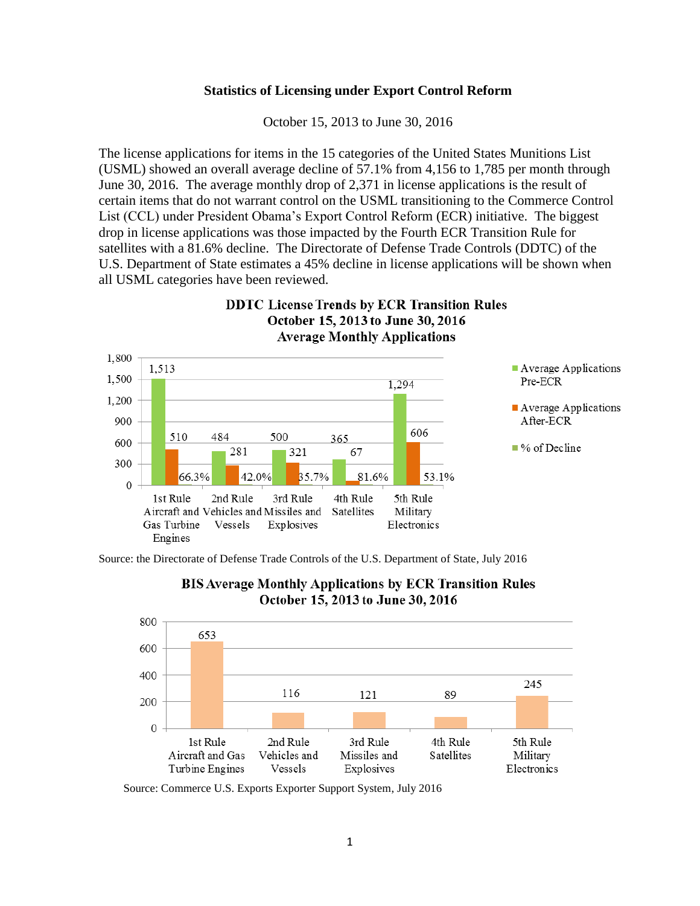**Statistics of Licensing under Export Control Reform**

October 15, 2013 to June 30, 2016

The license applications for items in the 15 categories of the United States Munitions List (USML) showed an overall average decline of 57.1% from 4,156 to 1,785 per month through June 30, 2016. The average monthly drop of 2,371 in license applications is the result of certain items that do not warrant control on the USML transitioning to the Commerce Control List (CCL) under President Obama's Export Control Reform (ECR) initiative. The biggest drop in license applications was those impacted by the Fourth ECR Transition Rule for satellites with a 81.6% decline. The Directorate of Defense Trade Controls (DDTC) of the U.S. Department of State estimates a 45% decline in license applications will be shown when all USML categories have been reviewed.

**DDTC License Trends by ECR Transition Rules**
**October 15, 2013 to June 30, 2016**
**Average Monthly Applications**

| | Average Applications Pre-ECR | Average Applications After-ECR | % of Decline |
|---|---|---|---|
| 1st Rule Aircraft and Gas Turbine Engines | 1,513 | 510 | 66.3% |
| 2nd Rule Vehicles and Vessels | 484 | 281 | 42.0% |
| 3rd Rule Missiles and Explosives | 500 | 321 | 35.7% |
| 4th Rule Satellites | 365 | 67 | 81.6% |
| 5th Rule Military Electronics | 1,294 | 606 | 53.1% |

Source: the Directorate of Defense Trade Controls of the U.S. Department of State, July 2016

**BIS Average Monthly Applications by ECR Transition Rules**
**October 15, 2013 to June 30, 2016**

| | Average Monthly Applications |
|---|---|
| 1st Rule Aircraft and Gas Turbine Engines | 653 |
| 2nd Rule Vehicles and Vessels | 116 |
| 3rd Rule Missiles and Explosives | 121 |
| 4th Rule Satellites | 89 |
| 5th Rule Military Electronics | 245 |

Source: Commerce U.S. Exports Exporter Support System, July 2016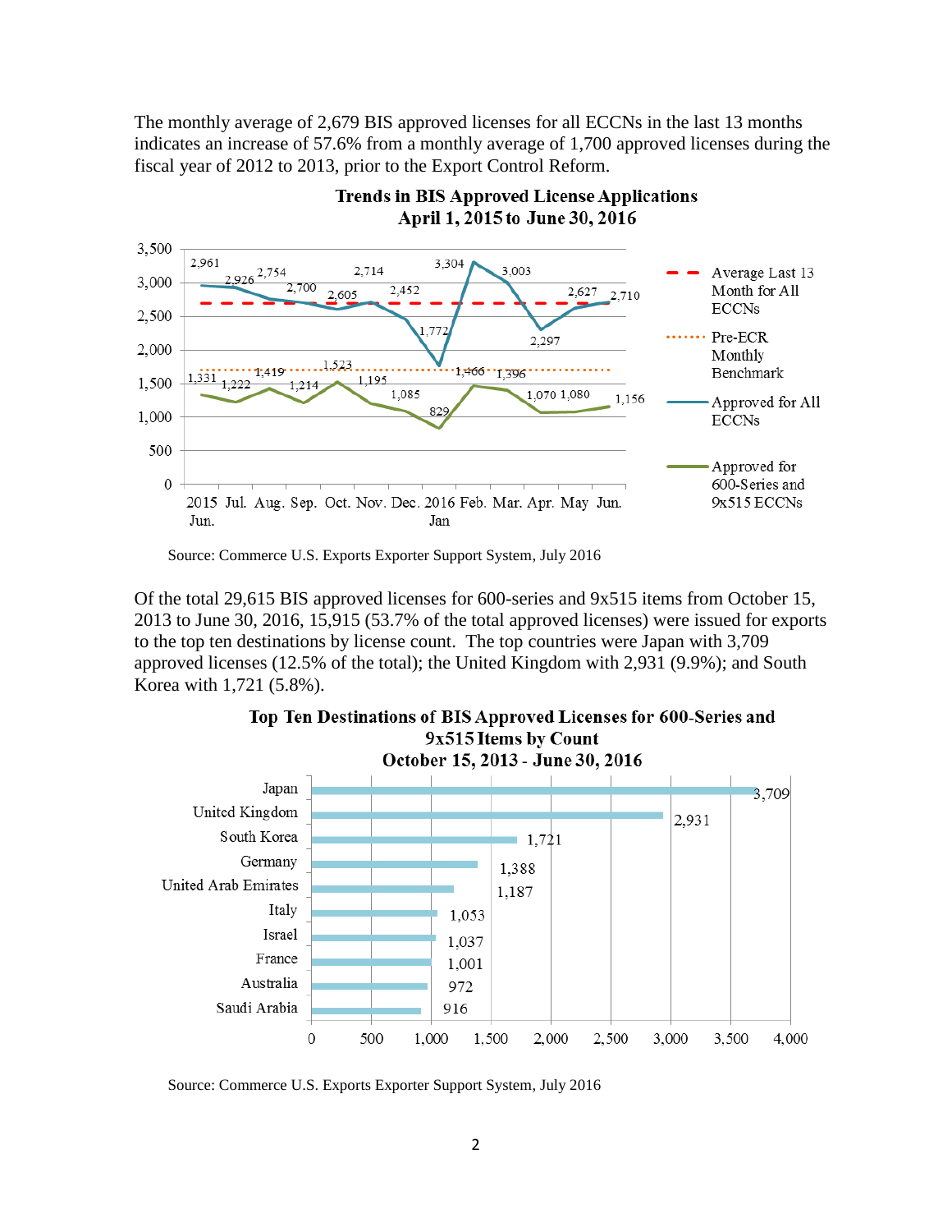The monthly average of 2,679 BIS approved licenses for all ECCNs in the last 13 months indicates an increase of 57.6% from a monthly average of 1,700 approved licenses during the fiscal year of 2012 to 2013, prior to the Export Control Reform.

**Trends in BIS Approved License Applications**
**April 1, 2015 to June 30, 2016**

3,500
3,000
2,500
2,000
1,500
1,000
500
0

2,961
2,926
2,754
2,700
2,605
2,714
2,452
1,772
3,304
3,003
2,297
2,627
2,710

1,331
1,222
1,419
1,214
1,523
1,195
1,085
829
1,466
1,396
1,070
1,080
1,156

2015 Jun.
Jul.
Aug.
Sep.
Oct.
Nov.
Dec.
2016 Jan
Feb.
Mar.
Apr.
May
Jun.

Average Last 13 Month for All ECCNs
Pre-ECR Monthly Benchmark
Approved for All ECCNs
Approved for 600-Series and 9x515 ECCNs

Source: Commerce U.S. Exports Exporter Support System, July 2016

Of the total 29,615 BIS approved licenses for 600-series and 9x515 items from October 15, 2013 to June 30, 2016, 15,915 (53.7% of the total approved licenses) were issued for exports to the top ten destinations by license count. The top countries were Japan with 3,709 approved licenses (12.5% of the total); the United Kingdom with 2,931 (9.9%); and South Korea with 1,721 (5.8%).

**Top Ten Destinations of BIS Approved Licenses for 600-Series and 9x515 Items by Count**
**October 15, 2013 - June 30, 2016**

Japan 3,709
United Kingdom 2,931
South Korea 1,721
Germany 1,388
United Arab Emirates 1,187
Italy 1,053
Israel 1,037
France 1,001
Australia 972
Saudi Arabia 916

0
500
1,000
1,500
2,000
2,500
3,000
3,500
4,000

Source: Commerce U.S. Exports Exporter Support System, July 2016